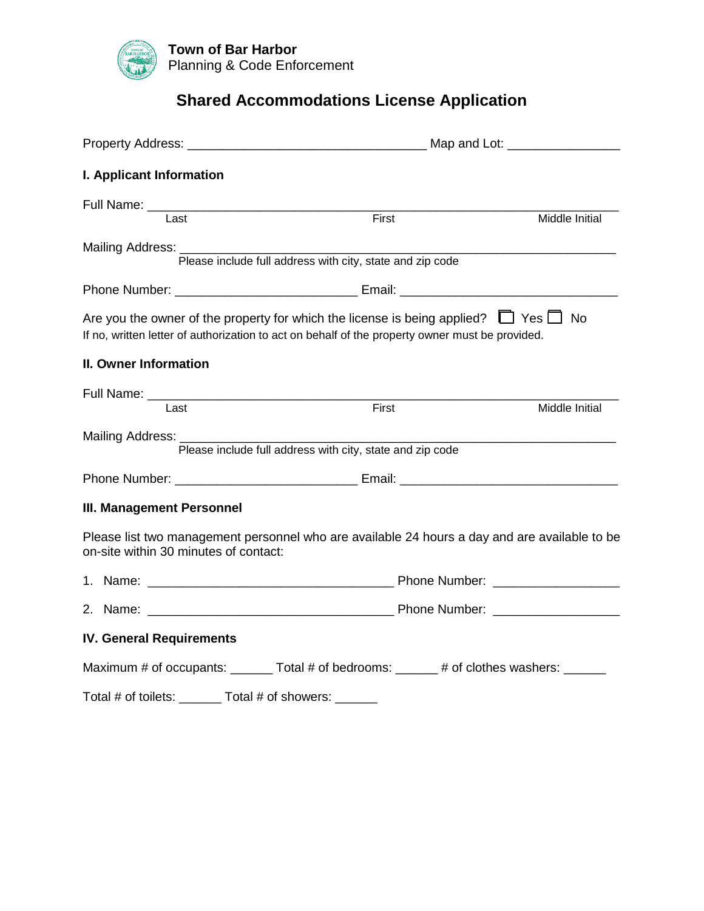**Town of Bar Harbor**
Planning & Code Enforcement

# Shared Accommodations License Application

Property Address: ________________________________ Map and Lot: _______________

## I. Applicant Information

Full Name: ______________________________________________________________
Last First Middle Initial

Mailing Address: _________________________________________________________
Please include full address with city, state and zip code

Phone Number: _________________________ Email: ____________________________

Are you the owner of the property for which the license is being applied? ☐ Yes ☐ No
If no, written letter of authorization to act on behalf of the property owner must be provided.

## II. Owner Information

Full Name: ______________________________________________________________
Last First Middle Initial

Mailing Address: _________________________________________________________
Please include full address with city, state and zip code

Phone Number: _________________________ Email: ____________________________

## III. Management Personnel

Please list two management personnel who are available 24 hours a day and are available to be on-site within 30 minutes of contact:

1. Name: __________________________________ Phone Number: _________________
2. Name: __________________________________ Phone Number: _________________

## IV. General Requirements

Maximum # of occupants: ______ Total # of bedrooms: ______ # of clothes washers: ______

Total # of toilets: ______ Total # of showers: ______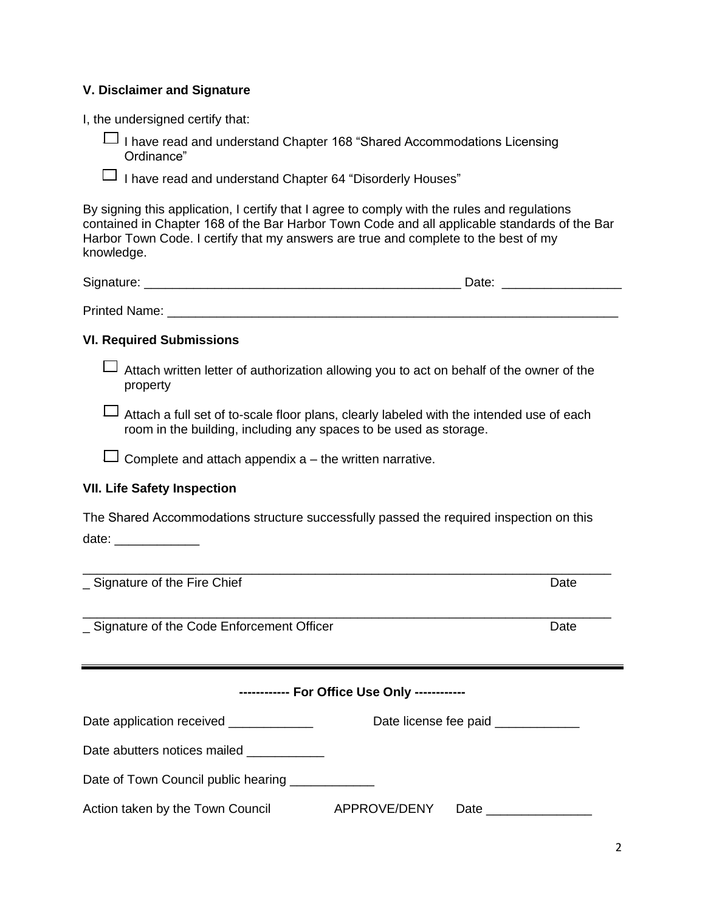### V. Disclaimer and Signature

I, the undersigned certify that:

- ☐ I have read and understand Chapter 168 "Shared Accommodations Licensing Ordinance"
- ☐ I have read and understand Chapter 64 "Disorderly Houses"

By signing this application, I certify that I agree to comply with the rules and regulations contained in Chapter 168 of the Bar Harbor Town Code and all applicable standards of the Bar Harbor Town Code. I certify that my answers are true and complete to the best of my knowledge.

Signature: _____________________________________________ Date: ________________

Printed Name: ____________________________________________________________________

### VI. Required Submissions

- ☐ Attach written letter of authorization allowing you to act on behalf of the owner of the property
- ☐ Attach a full set of to-scale floor plans, clearly labeled with the intended use of each room in the building, including any spaces to be used as storage.
- ☐ Complete and attach appendix a – the written narrative.

### VII. Life Safety Inspection

The Shared Accommodations structure successfully passed the required inspection on this date: ____________

_____________________________________________________________________________
_ Signature of the Fire Chief Date

_____________________________________________________________________________
_ Signature of the Code Enforcement Officer Date

---

**------------ For Office Use Only ------------**

Date application received ____________ Date license fee paid ____________

Date abutters notices mailed ___________

Date of Town Council public hearing ____________

Action taken by the Town Council APPROVE/DENY Date _______________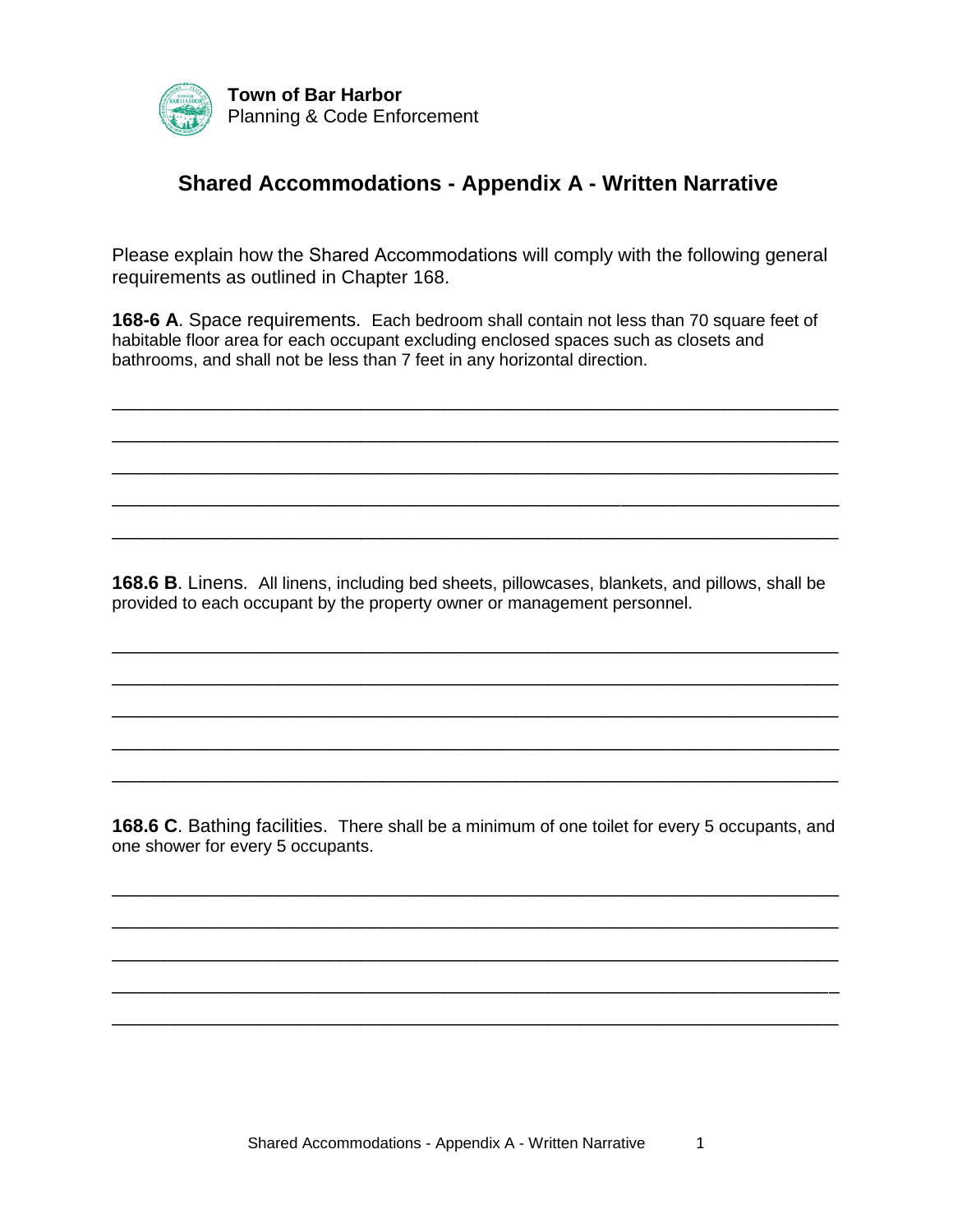**Town of Bar Harbor**
Planning & Code Enforcement

# Shared Accommodations - Appendix A - Written Narrative

Please explain how the Shared Accommodations will comply with the following general requirements as outlined in Chapter 168.

**168-6 A**. Space requirements. Each bedroom shall contain not less than 70 square feet of habitable floor area for each occupant excluding enclosed spaces such as closets and bathrooms, and shall not be less than 7 feet in any horizontal direction.

\_\_\_\_\_\_\_\_\_\_\_\_\_\_\_\_\_\_\_\_\_\_\_\_\_\_\_\_\_\_\_\_\_\_\_\_\_\_\_\_\_\_\_\_\_\_\_\_\_\_\_\_\_\_\_\_\_\_\_\_\_\_\_\_\_\_\_\_\_\_

\_\_\_\_\_\_\_\_\_\_\_\_\_\_\_\_\_\_\_\_\_\_\_\_\_\_\_\_\_\_\_\_\_\_\_\_\_\_\_\_\_\_\_\_\_\_\_\_\_\_\_\_\_\_\_\_\_\_\_\_\_\_\_\_\_\_\_\_\_\_

\_\_\_\_\_\_\_\_\_\_\_\_\_\_\_\_\_\_\_\_\_\_\_\_\_\_\_\_\_\_\_\_\_\_\_\_\_\_\_\_\_\_\_\_\_\_\_\_\_\_\_\_\_\_\_\_\_\_\_\_\_\_\_\_\_\_\_\_\_\_

\_\_\_\_\_\_\_\_\_\_\_\_\_\_\_\_\_\_\_\_\_\_\_\_\_\_\_\_\_\_\_\_\_\_\_\_\_\_\_\_\_\_\_\_\_\_\_\_\_\_\_\_\_\_\_\_\_\_\_\_\_\_\_\_\_\_\_\_\_\_

\_\_\_\_\_\_\_\_\_\_\_\_\_\_\_\_\_\_\_\_\_\_\_\_\_\_\_\_\_\_\_\_\_\_\_\_\_\_\_\_\_\_\_\_\_\_\_\_\_\_\_\_\_\_\_\_\_\_\_\_\_\_\_\_\_\_\_\_\_\_

**168.6 B**. Linens. All linens, including bed sheets, pillowcases, blankets, and pillows, shall be provided to each occupant by the property owner or management personnel.

\_\_\_\_\_\_\_\_\_\_\_\_\_\_\_\_\_\_\_\_\_\_\_\_\_\_\_\_\_\_\_\_\_\_\_\_\_\_\_\_\_\_\_\_\_\_\_\_\_\_\_\_\_\_\_\_\_\_\_\_\_\_\_\_\_\_\_\_\_\_

\_\_\_\_\_\_\_\_\_\_\_\_\_\_\_\_\_\_\_\_\_\_\_\_\_\_\_\_\_\_\_\_\_\_\_\_\_\_\_\_\_\_\_\_\_\_\_\_\_\_\_\_\_\_\_\_\_\_\_\_\_\_\_\_\_\_\_\_\_\_

\_\_\_\_\_\_\_\_\_\_\_\_\_\_\_\_\_\_\_\_\_\_\_\_\_\_\_\_\_\_\_\_\_\_\_\_\_\_\_\_\_\_\_\_\_\_\_\_\_\_\_\_\_\_\_\_\_\_\_\_\_\_\_\_\_\_\_\_\_\_

\_\_\_\_\_\_\_\_\_\_\_\_\_\_\_\_\_\_\_\_\_\_\_\_\_\_\_\_\_\_\_\_\_\_\_\_\_\_\_\_\_\_\_\_\_\_\_\_\_\_\_\_\_\_\_\_\_\_\_\_\_\_\_\_\_\_\_\_\_\_

\_\_\_\_\_\_\_\_\_\_\_\_\_\_\_\_\_\_\_\_\_\_\_\_\_\_\_\_\_\_\_\_\_\_\_\_\_\_\_\_\_\_\_\_\_\_\_\_\_\_\_\_\_\_\_\_\_\_\_\_\_\_\_\_\_\_\_\_\_\_

**168.6 C**. Bathing facilities. There shall be a minimum of one toilet for every 5 occupants, and one shower for every 5 occupants.

\_\_\_\_\_\_\_\_\_\_\_\_\_\_\_\_\_\_\_\_\_\_\_\_\_\_\_\_\_\_\_\_\_\_\_\_\_\_\_\_\_\_\_\_\_\_\_\_\_\_\_\_\_\_\_\_\_\_\_\_\_\_\_\_\_\_\_\_\_\_

\_\_\_\_\_\_\_\_\_\_\_\_\_\_\_\_\_\_\_\_\_\_\_\_\_\_\_\_\_\_\_\_\_\_\_\_\_\_\_\_\_\_\_\_\_\_\_\_\_\_\_\_\_\_\_\_\_\_\_\_\_\_\_\_\_\_\_\_\_\_

\_\_\_\_\_\_\_\_\_\_\_\_\_\_\_\_\_\_\_\_\_\_\_\_\_\_\_\_\_\_\_\_\_\_\_\_\_\_\_\_\_\_\_\_\_\_\_\_\_\_\_\_\_\_\_\_\_\_\_\_\_\_\_\_\_\_\_\_\_\_

\_\_\_\_\_\_\_\_\_\_\_\_\_\_\_\_\_\_\_\_\_\_\_\_\_\_\_\_\_\_\_\_\_\_\_\_\_\_\_\_\_\_\_\_\_\_\_\_\_\_\_\_\_\_\_\_\_\_\_\_\_\_\_\_\_\_\_\_\_\_

\_\_\_\_\_\_\_\_\_\_\_\_\_\_\_\_\_\_\_\_\_\_\_\_\_\_\_\_\_\_\_\_\_\_\_\_\_\_\_\_\_\_\_\_\_\_\_\_\_\_\_\_\_\_\_\_\_\_\_\_\_\_\_\_\_\_\_\_\_\_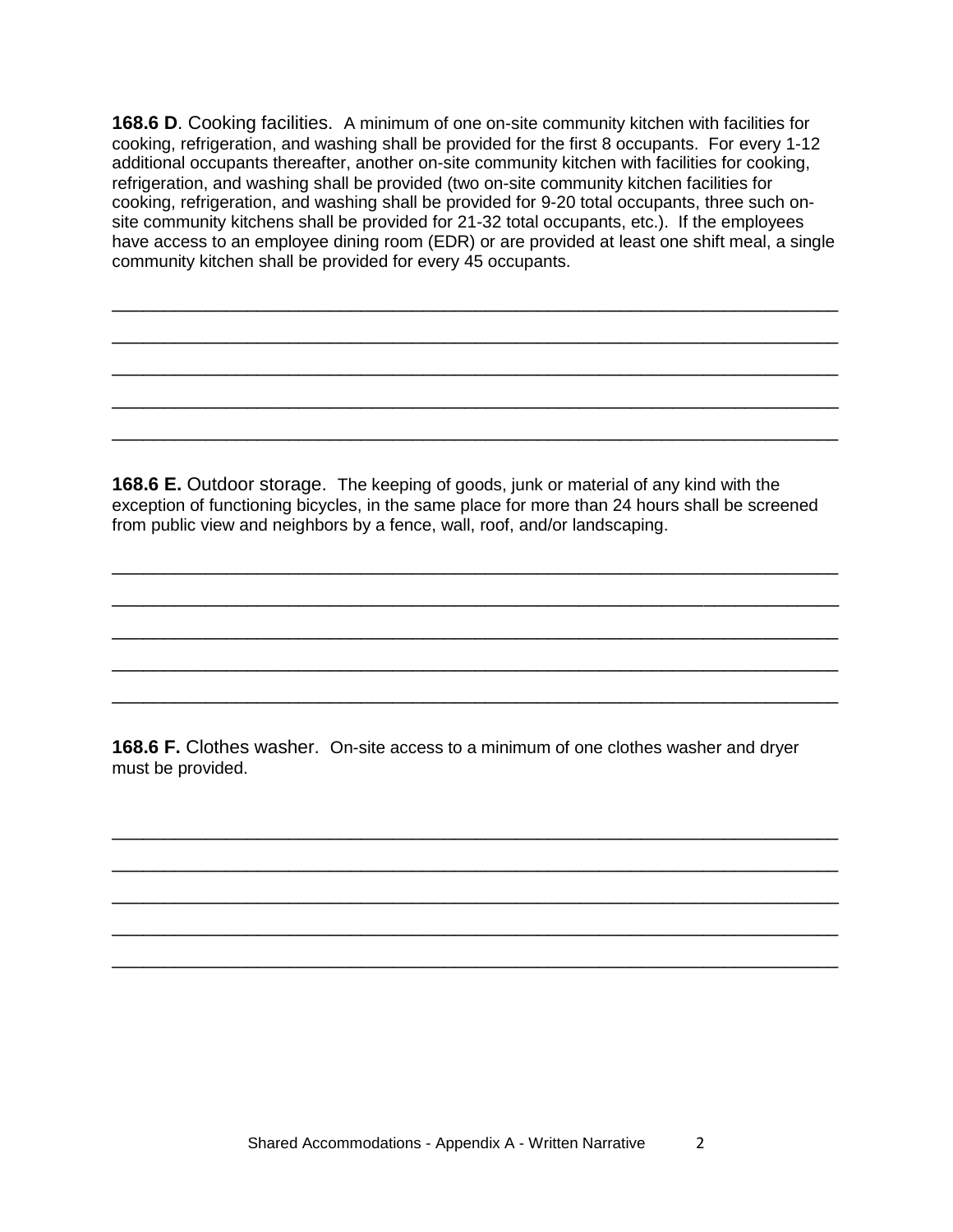**168.6 D**. Cooking facilities. A minimum of one on-site community kitchen with facilities for cooking, refrigeration, and washing shall be provided for the first 8 occupants. For every 1-12 additional occupants thereafter, another on-site community kitchen with facilities for cooking, refrigeration, and washing shall be provided (two on-site community kitchen facilities for cooking, refrigeration, and washing shall be provided for 9-20 total occupants, three such on-site community kitchens shall be provided for 21-32 total occupants, etc.). If the employees have access to an employee dining room (EDR) or are provided at least one shift meal, a single community kitchen shall be provided for every 45 occupants.

\_\_\_\_\_\_\_\_\_\_\_\_\_\_\_\_\_\_\_\_\_\_\_\_\_\_\_\_\_\_\_\_\_\_\_\_\_\_\_\_\_\_\_\_\_\_\_\_\_\_\_\_\_\_\_\_\_\_\_\_\_\_\_\_\_\_\_\_\_\_\_\_\_\_

\_\_\_\_\_\_\_\_\_\_\_\_\_\_\_\_\_\_\_\_\_\_\_\_\_\_\_\_\_\_\_\_\_\_\_\_\_\_\_\_\_\_\_\_\_\_\_\_\_\_\_\_\_\_\_\_\_\_\_\_\_\_\_\_\_\_\_\_\_\_\_\_\_\_

\_\_\_\_\_\_\_\_\_\_\_\_\_\_\_\_\_\_\_\_\_\_\_\_\_\_\_\_\_\_\_\_\_\_\_\_\_\_\_\_\_\_\_\_\_\_\_\_\_\_\_\_\_\_\_\_\_\_\_\_\_\_\_\_\_\_\_\_\_\_\_\_\_\_

\_\_\_\_\_\_\_\_\_\_\_\_\_\_\_\_\_\_\_\_\_\_\_\_\_\_\_\_\_\_\_\_\_\_\_\_\_\_\_\_\_\_\_\_\_\_\_\_\_\_\_\_\_\_\_\_\_\_\_\_\_\_\_\_\_\_\_\_\_\_\_\_\_\_

\_\_\_\_\_\_\_\_\_\_\_\_\_\_\_\_\_\_\_\_\_\_\_\_\_\_\_\_\_\_\_\_\_\_\_\_\_\_\_\_\_\_\_\_\_\_\_\_\_\_\_\_\_\_\_\_\_\_\_\_\_\_\_\_\_\_\_\_\_\_\_\_\_\_

**168.6 E.** Outdoor storage. The keeping of goods, junk or material of any kind with the exception of functioning bicycles, in the same place for more than 24 hours shall be screened from public view and neighbors by a fence, wall, roof, and/or landscaping.

\_\_\_\_\_\_\_\_\_\_\_\_\_\_\_\_\_\_\_\_\_\_\_\_\_\_\_\_\_\_\_\_\_\_\_\_\_\_\_\_\_\_\_\_\_\_\_\_\_\_\_\_\_\_\_\_\_\_\_\_\_\_\_\_\_\_\_\_\_\_\_\_\_\_

\_\_\_\_\_\_\_\_\_\_\_\_\_\_\_\_\_\_\_\_\_\_\_\_\_\_\_\_\_\_\_\_\_\_\_\_\_\_\_\_\_\_\_\_\_\_\_\_\_\_\_\_\_\_\_\_\_\_\_\_\_\_\_\_\_\_\_\_\_\_\_\_\_\_

\_\_\_\_\_\_\_\_\_\_\_\_\_\_\_\_\_\_\_\_\_\_\_\_\_\_\_\_\_\_\_\_\_\_\_\_\_\_\_\_\_\_\_\_\_\_\_\_\_\_\_\_\_\_\_\_\_\_\_\_\_\_\_\_\_\_\_\_\_\_\_\_\_\_

\_\_\_\_\_\_\_\_\_\_\_\_\_\_\_\_\_\_\_\_\_\_\_\_\_\_\_\_\_\_\_\_\_\_\_\_\_\_\_\_\_\_\_\_\_\_\_\_\_\_\_\_\_\_\_\_\_\_\_\_\_\_\_\_\_\_\_\_\_\_\_\_\_\_

\_\_\_\_\_\_\_\_\_\_\_\_\_\_\_\_\_\_\_\_\_\_\_\_\_\_\_\_\_\_\_\_\_\_\_\_\_\_\_\_\_\_\_\_\_\_\_\_\_\_\_\_\_\_\_\_\_\_\_\_\_\_\_\_\_\_\_\_\_\_\_\_\_\_

**168.6 F.** Clothes washer. On-site access to a minimum of one clothes washer and dryer must be provided.

\_\_\_\_\_\_\_\_\_\_\_\_\_\_\_\_\_\_\_\_\_\_\_\_\_\_\_\_\_\_\_\_\_\_\_\_\_\_\_\_\_\_\_\_\_\_\_\_\_\_\_\_\_\_\_\_\_\_\_\_\_\_\_\_\_\_\_\_\_\_\_\_\_\_

\_\_\_\_\_\_\_\_\_\_\_\_\_\_\_\_\_\_\_\_\_\_\_\_\_\_\_\_\_\_\_\_\_\_\_\_\_\_\_\_\_\_\_\_\_\_\_\_\_\_\_\_\_\_\_\_\_\_\_\_\_\_\_\_\_\_\_\_\_\_\_\_\_\_

\_\_\_\_\_\_\_\_\_\_\_\_\_\_\_\_\_\_\_\_\_\_\_\_\_\_\_\_\_\_\_\_\_\_\_\_\_\_\_\_\_\_\_\_\_\_\_\_\_\_\_\_\_\_\_\_\_\_\_\_\_\_\_\_\_\_\_\_\_\_\_\_\_\_

\_\_\_\_\_\_\_\_\_\_\_\_\_\_\_\_\_\_\_\_\_\_\_\_\_\_\_\_\_\_\_\_\_\_\_\_\_\_\_\_\_\_\_\_\_\_\_\_\_\_\_\_\_\_\_\_\_\_\_\_\_\_\_\_\_\_\_\_\_\_\_\_\_\_

\_\_\_\_\_\_\_\_\_\_\_\_\_\_\_\_\_\_\_\_\_\_\_\_\_\_\_\_\_\_\_\_\_\_\_\_\_\_\_\_\_\_\_\_\_\_\_\_\_\_\_\_\_\_\_\_\_\_\_\_\_\_\_\_\_\_\_\_\_\_\_\_\_\_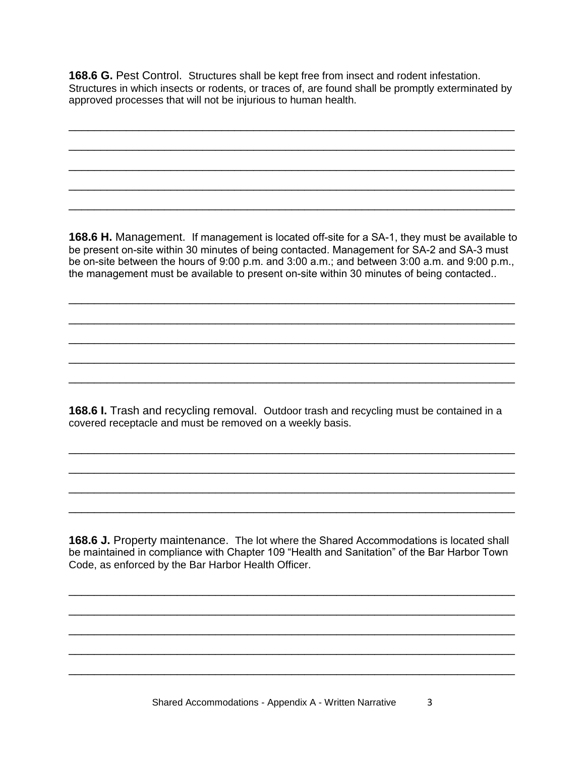**168.6 G.** Pest Control. Structures shall be kept free from insect and rodent infestation. Structures in which insects or rodents, or traces of, are found shall be promptly exterminated by approved processes that will not be injurious to human health.

_____________________________________________________________________________

_____________________________________________________________________________

_____________________________________________________________________________

_____________________________________________________________________________

_____________________________________________________________________________

**168.6 H.** Management. If management is located off-site for a SA-1, they must be available to be present on-site within 30 minutes of being contacted. Management for SA-2 and SA-3 must be on-site between the hours of 9:00 p.m. and 3:00 a.m.; and between 3:00 a.m. and 9:00 p.m., the management must be available to present on-site within 30 minutes of being contacted..

_____________________________________________________________________________

_____________________________________________________________________________

_____________________________________________________________________________

_____________________________________________________________________________

_____________________________________________________________________________

**168.6 I.** Trash and recycling removal. Outdoor trash and recycling must be contained in a covered receptacle and must be removed on a weekly basis.

_____________________________________________________________________________

_____________________________________________________________________________

_____________________________________________________________________________

_____________________________________________________________________________

**168.6 J.** Property maintenance. The lot where the Shared Accommodations is located shall be maintained in compliance with Chapter 109 "Health and Sanitation" of the Bar Harbor Town Code, as enforced by the Bar Harbor Health Officer.

_____________________________________________________________________________

_____________________________________________________________________________

_____________________________________________________________________________

_____________________________________________________________________________

_____________________________________________________________________________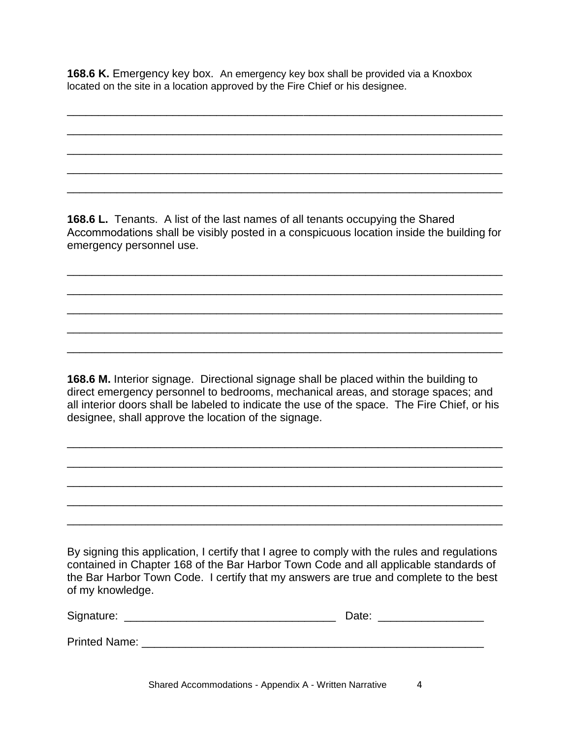**168.6 K.** Emergency key box. An emergency key box shall be provided via a Knoxbox located on the site in a location approved by the Fire Chief or his designee.

______________________________________________________________________

______________________________________________________________________

______________________________________________________________________

______________________________________________________________________

______________________________________________________________________

**168.6 L.** Tenants. A list of the last names of all tenants occupying the Shared Accommodations shall be visibly posted in a conspicuous location inside the building for emergency personnel use.

______________________________________________________________________

______________________________________________________________________

______________________________________________________________________

______________________________________________________________________

______________________________________________________________________

**168.6 M.** Interior signage. Directional signage shall be placed within the building to direct emergency personnel to bedrooms, mechanical areas, and storage spaces; and all interior doors shall be labeled to indicate the use of the space. The Fire Chief, or his designee, shall approve the location of the signage.

______________________________________________________________________

______________________________________________________________________

______________________________________________________________________

______________________________________________________________________

______________________________________________________________________

By signing this application, I certify that I agree to comply with the rules and regulations contained in Chapter 168 of the Bar Harbor Town Code and all applicable standards of the Bar Harbor Town Code. I certify that my answers are true and complete to the best of my knowledge.

Signature: ___________________________________ Date: _________________

Printed Name: _________________________________________________________